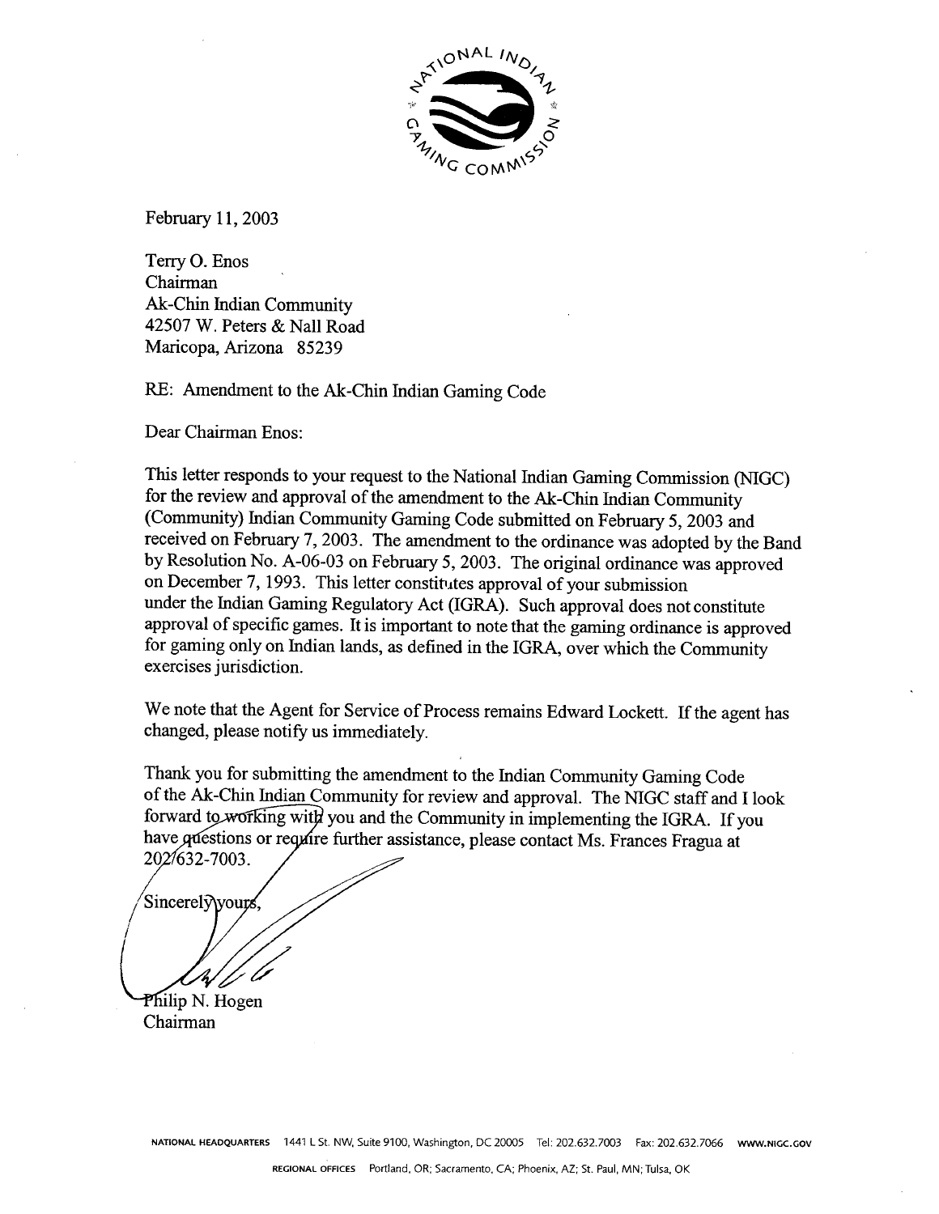February 11, 2003

Terry O. Enos
Chairman
Ak-Chin Indian Community
42507 W. Peters & Nall Road
Maricopa, Arizona 85239

RE: Amendment to the Ak-Chin Indian Gaming Code

Dear Chairman Enos:

This letter responds to your request to the National Indian Gaming Commission (NIGC) for the review and approval of the amendment to the Ak-Chin Indian Community (Community) Indian Community Gaming Code submitted on February 5, 2003 and received on February 7, 2003. The amendment to the ordinance was adopted by the Band by Resolution No. A-06-03 on February 5, 2003. The original ordinance was approved on December 7, 1993. This letter constitutes approval of your submission under the Indian Gaming Regulatory Act (IGRA). Such approval does not constitute approval of specific games. It is important to note that the gaming ordinance is approved for gaming only on Indian lands, as defined in the IGRA, over which the Community exercises jurisdiction.

We note that the Agent for Service of Process remains Edward Lockett. If the agent has changed, please notify us immediately.

Thank you for submitting the amendment to the Indian Community Gaming Code of the Ak-Chin Indian Community for review and approval. The NIGC staff and I look forward to working with you and the Community in implementing the IGRA. If you have questions or require further assistance, please contact Ms. Frances Fragua at 202/632-7003.

Sincerely yours,

Philip N. Hogen
Chairman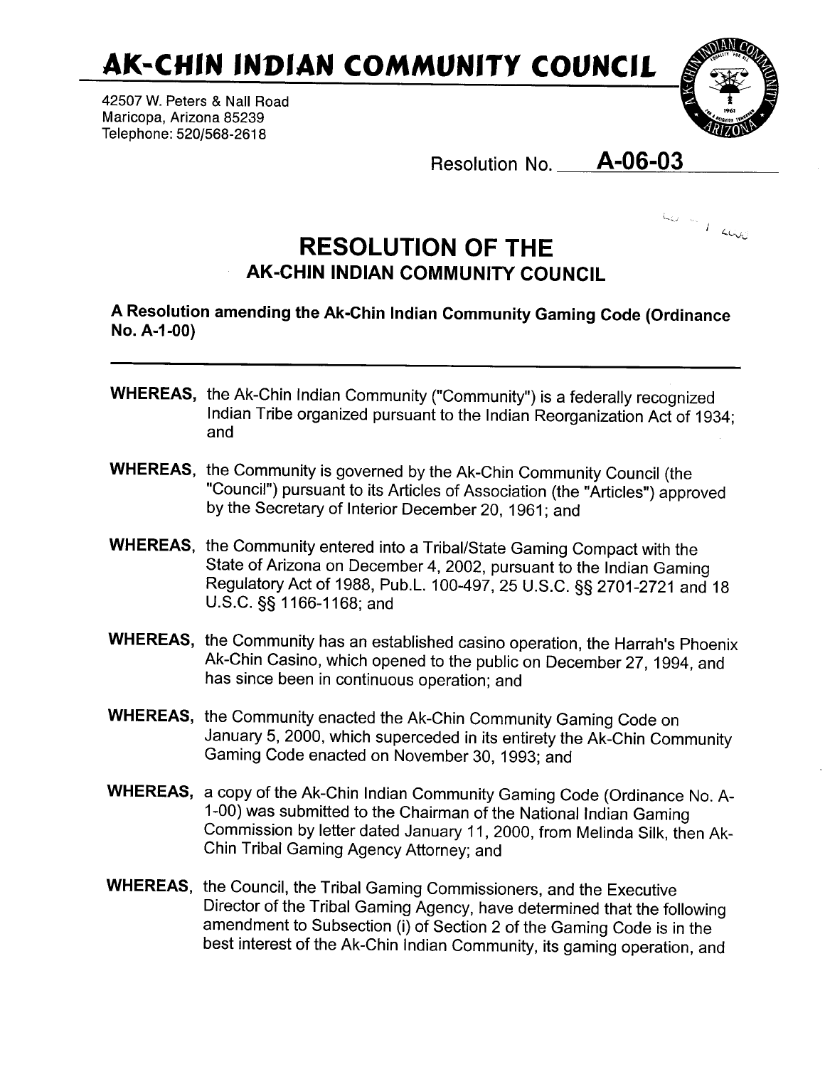# AK-CHIN INDIAN COMMUNITY COUNCIL

42507 W. Peters & Nall Road
Maricopa, Arizona 85239
Telephone: 520/568-2618

Resolution No. **A-06-03**

# RESOLUTION OF THE
## AK-CHIN INDIAN COMMUNITY COUNCIL

**A Resolution amending the Ak-Chin Indian Community Gaming Code (Ordinance No. A-1-00)**

---

**WHEREAS,** the Ak-Chin Indian Community ("Community") is a federally recognized Indian Tribe organized pursuant to the Indian Reorganization Act of 1934; and

**WHEREAS,** the Community is governed by the Ak-Chin Community Council (the "Council") pursuant to its Articles of Association (the "Articles") approved by the Secretary of Interior December 20, 1961; and

**WHEREAS,** the Community entered into a Tribal/State Gaming Compact with the State of Arizona on December 4, 2002, pursuant to the Indian Gaming Regulatory Act of 1988, Pub.L. 100-497, 25 U.S.C. §§ 2701-2721 and 18 U.S.C. §§ 1166-1168; and

**WHEREAS,** the Community has an established casino operation, the Harrah's Phoenix Ak-Chin Casino, which opened to the public on December 27, 1994, and has since been in continuous operation; and

**WHEREAS,** the Community enacted the Ak-Chin Community Gaming Code on January 5, 2000, which superceded in its entirety the Ak-Chin Community Gaming Code enacted on November 30, 1993; and

**WHEREAS,** a copy of the Ak-Chin Indian Community Gaming Code (Ordinance No. A-1-00) was submitted to the Chairman of the National Indian Gaming Commission by letter dated January 11, 2000, from Melinda Silk, then Ak-Chin Tribal Gaming Agency Attorney; and

**WHEREAS,** the Council, the Tribal Gaming Commissioners, and the Executive Director of the Tribal Gaming Agency, have determined that the following amendment to Subsection (i) of Section 2 of the Gaming Code is in the best interest of the Ak-Chin Indian Community, its gaming operation, and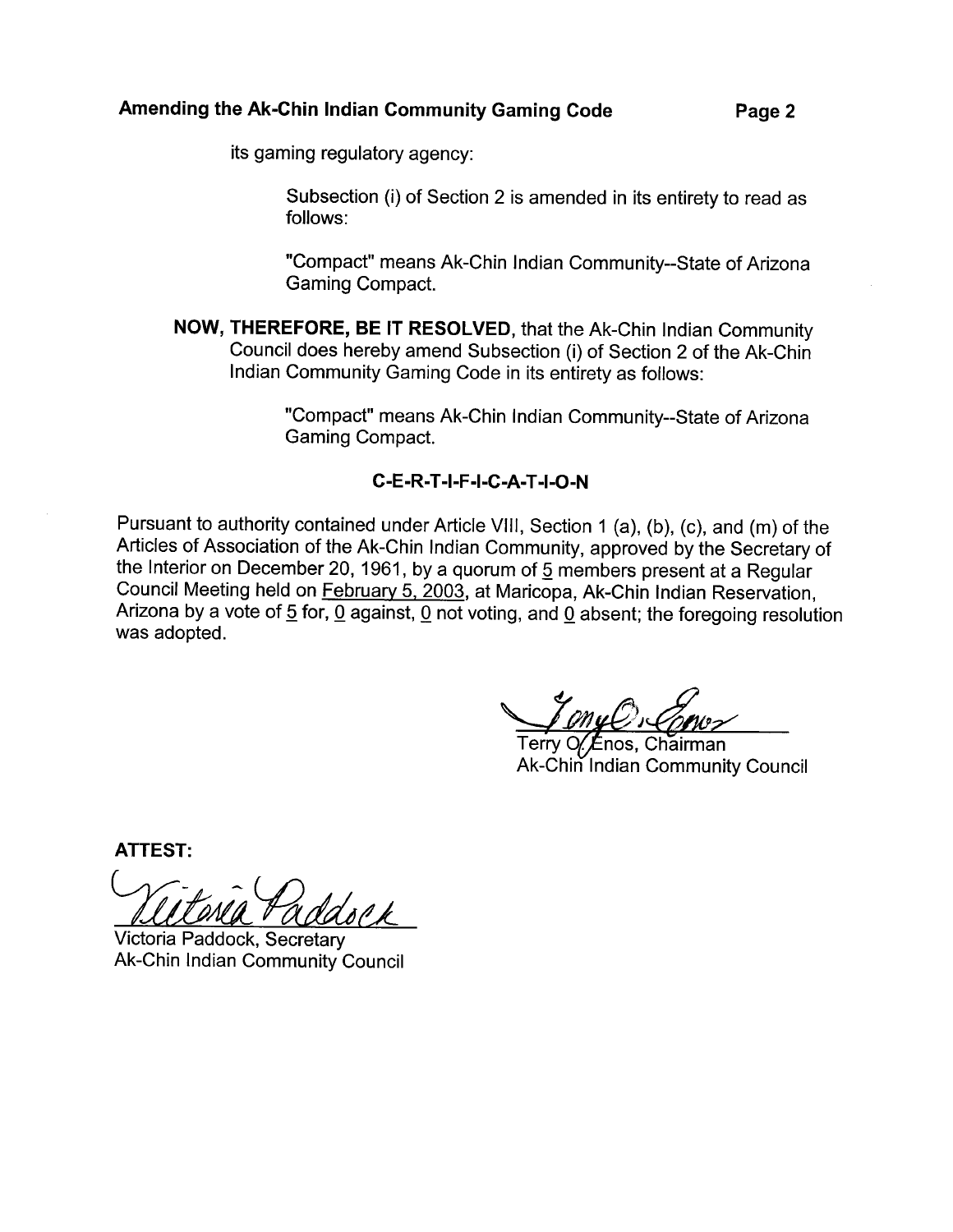its gaming regulatory agency:

> Subsection (i) of Section 2 is amended in its entirety to read as follows:
>
> "Compact" means Ak-Chin Indian Community--State of Arizona Gaming Compact.

**NOW, THEREFORE, BE IT RESOLVED**, that the Ak-Chin Indian Community Council does hereby amend Subsection (i) of Section 2 of the Ak-Chin Indian Community Gaming Code in its entirety as follows:

> "Compact" means Ak-Chin Indian Community--State of Arizona Gaming Compact.

**C-E-R-T-I-F-I-C-A-T-I-O-N**

Pursuant to authority contained under Article VIII, Section 1 (a), (b), (c), and (m) of the Articles of Association of the Ak-Chin Indian Community, approved by the Secretary of the Interior on December 20, 1961, by a quorum of 5 members present at a Regular Council Meeting held on February 5, 2003, at Maricopa, Ak-Chin Indian Reservation, Arizona by a vote of 5 for, 0 against, 0 not voting, and 0 absent; the foregoing resolution was adopted.

Terry O. Enos, Chairman
Ak-Chin Indian Community Council

**ATTEST:**

Victoria Paddock, Secretary
Ak-Chin Indian Community Council